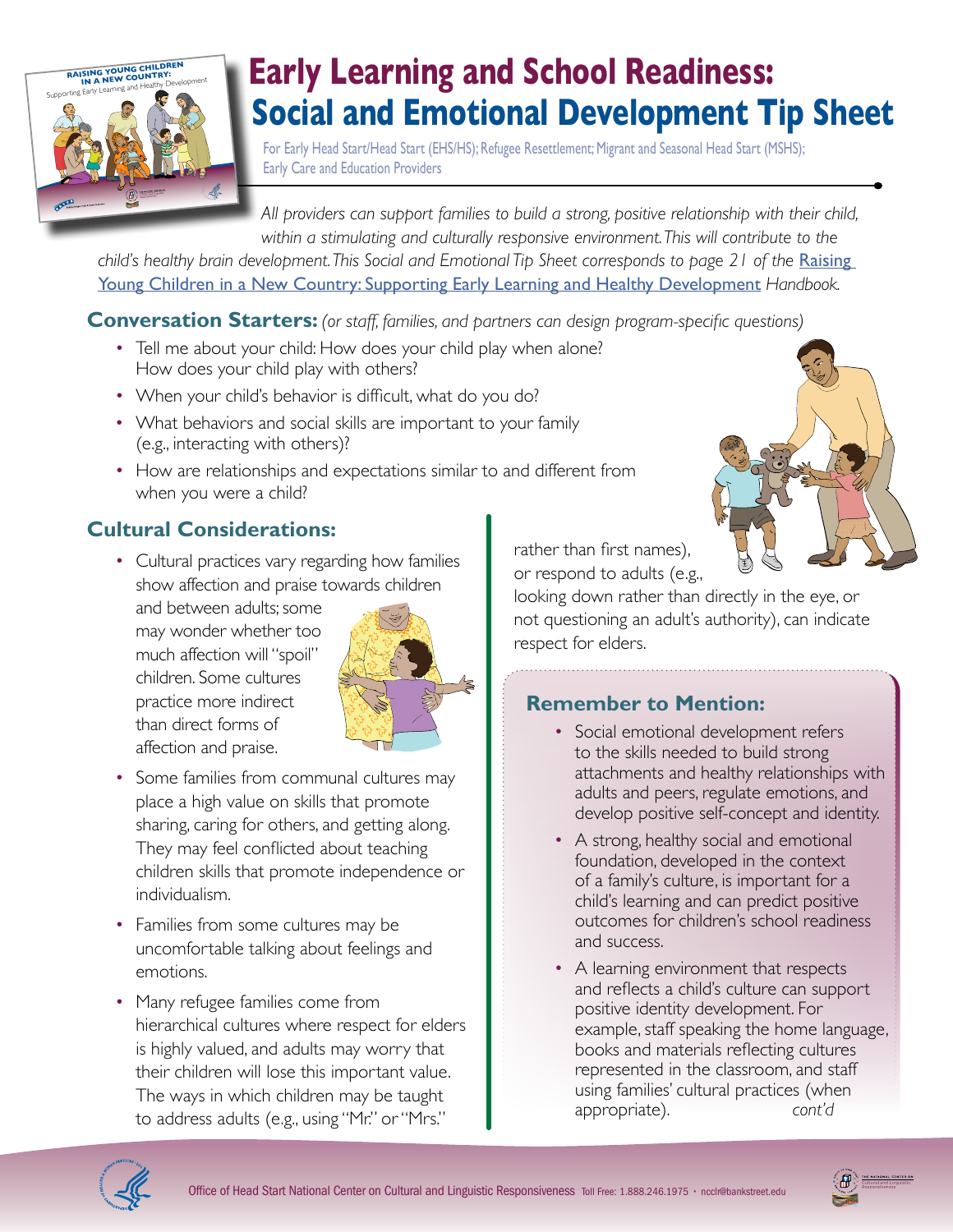# Early Learning and School Readiness: Social and Emotional Development Tip Sheet

For Early Head Start/Head Start (EHS/HS); Refugee Resettlement; Migrant and Seasonal Head Start (MSHS); Early Care and Education Providers

*All providers can support families to build a strong, positive relationship with their child, within a stimulating and culturally responsive environment. This will contribute to the child's healthy brain development. This Social and Emotional Tip Sheet corresponds to page 21 of the [Raising Young Children in a New Country: Supporting Early Learning and Healthy Development] Handbook.*

## Conversation Starters: *(or staff, families, and partners can design program-specific questions)*

- Tell me about your child: How does your child play when alone? How does your child play with others?
- When your child's behavior is difficult, what do you do?
- What behaviors and social skills are important to your family (e.g., interacting with others)?
- How are relationships and expectations similar to and different from when you were a child?

## Cultural Considerations:

- Cultural practices vary regarding how families show affection and praise towards children and between adults; some may wonder whether too much affection will "spoil" children. Some cultures practice more indirect than direct forms of affection and praise.
- Some families from communal cultures may place a high value on skills that promote sharing, caring for others, and getting along. They may feel conflicted about teaching children skills that promote independence or individualism.
- Families from some cultures may be uncomfortable talking about feelings and emotions.
- Many refugee families come from hierarchical cultures where respect for elders is highly valued, and adults may worry that their children will lose this important value. The ways in which children may be taught to address adults (e.g., using "Mr." or "Mrs." rather than first names), or respond to adults (e.g., looking down rather than directly in the eye, or not questioning an adult's authority), can indicate respect for elders.

## Remember to Mention:

- Social emotional development refers to the skills needed to build strong attachments and healthy relationships with adults and peers, regulate emotions, and develop positive self-concept and identity.
- A strong, healthy social and emotional foundation, developed in the context of a family's culture, is important for a child's learning and can predict positive outcomes for children's school readiness and success.
- A learning environment that respects and reflects a child's culture can support positive identity development. For example, staff speaking the home language, books and materials reflecting cultures represented in the classroom, and staff using families' cultural practices (when appropriate). *cont'd*

Office of Head Start National Center on Cultural and Linguistic Responsiveness Toll Free: 1.888.246.1975 • ncclr@bankstreet.edu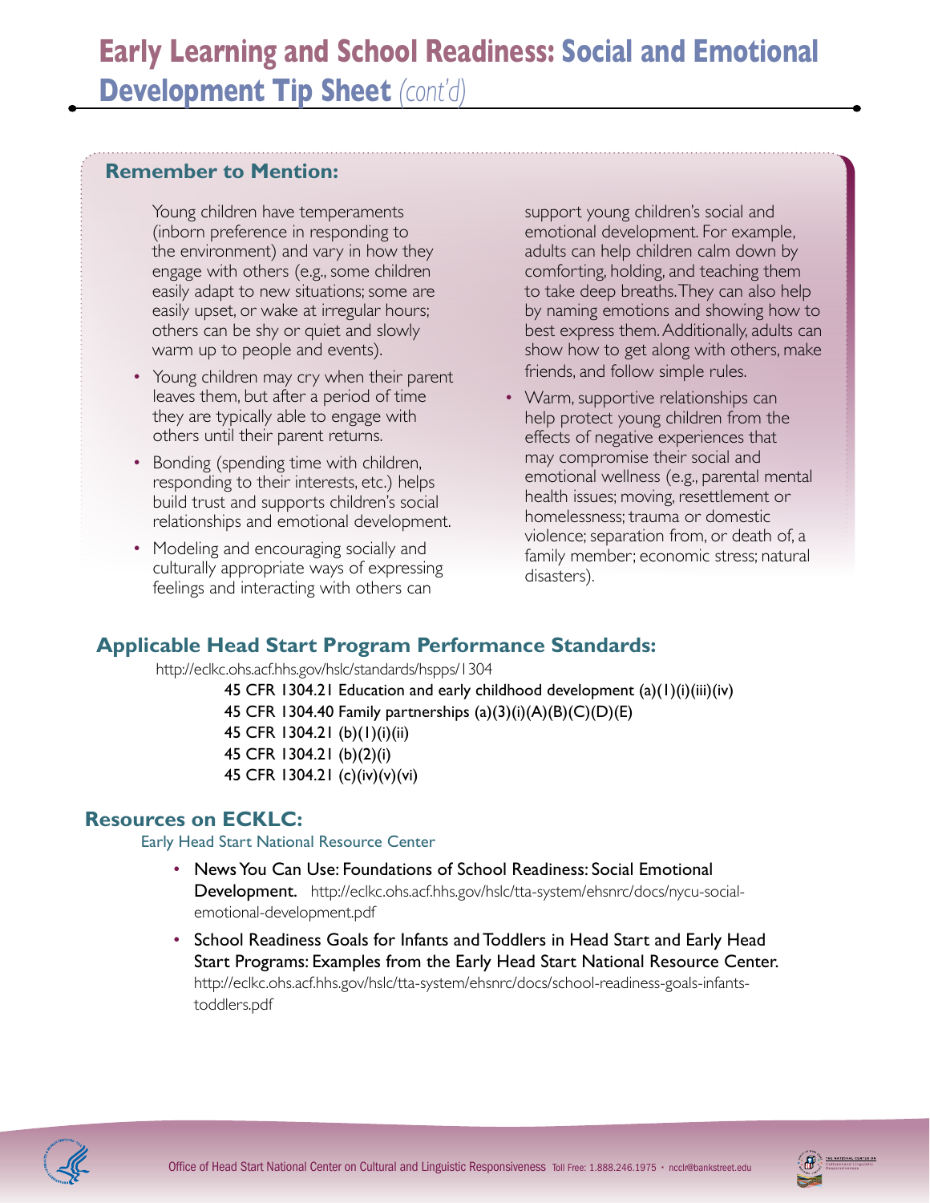# Early Learning and School Readiness: Social and Emotional Development Tip Sheet *(cont'd)*

## Remember to Mention:

Young children have temperaments (inborn preference in responding to the environment) and vary in how they engage with others (e.g., some children easily adapt to new situations; some are easily upset, or wake at irregular hours; others can be shy or quiet and slowly warm up to people and events).

- Young children may cry when their parent leaves them, but after a period of time they are typically able to engage with others until their parent returns.
- Bonding (spending time with children, responding to their interests, etc.) helps build trust and supports children's social relationships and emotional development.
- Modeling and encouraging socially and culturally appropriate ways of expressing feelings and interacting with others can support young children's social and emotional development. For example, adults can help children calm down by comforting, holding, and teaching them to take deep breaths. They can also help by naming emotions and showing how to best express them. Additionally, adults can show how to get along with others, make friends, and follow simple rules.
- Warm, supportive relationships can help protect young children from the effects of negative experiences that may compromise their social and emotional wellness (e.g., parental mental health issues; moving, resettlement or homelessness; trauma or domestic violence; separation from, or death of, a family member; economic stress; natural disasters).

## Applicable Head Start Program Performance Standards:

http://eclkc.ohs.acf.hhs.gov/hslc/standards/hspps/1304

45 CFR 1304.21 Education and early childhood development (a)(1)(i)(iii)(iv)
45 CFR 1304.40 Family partnerships (a)(3)(i)(A)(B)(C)(D)(E)
45 CFR 1304.21 (b)(1)(i)(ii)
45 CFR 1304.21 (b)(2)(i)
45 CFR 1304.21 (c)(iv)(v)(vi)

## Resources on ECKLC:

Early Head Start National Resource Center

- News You Can Use: Foundations of School Readiness: Social Emotional Development. http://eclkc.ohs.acf.hhs.gov/hslc/tta-system/ehsnrc/docs/nycu-social-emotional-development.pdf
- School Readiness Goals for Infants and Toddlers in Head Start and Early Head Start Programs: Examples from the Early Head Start National Resource Center. http://eclkc.ohs.acf.hhs.gov/hslc/tta-system/ehsnrc/docs/school-readiness-goals-infants-toddlers.pdf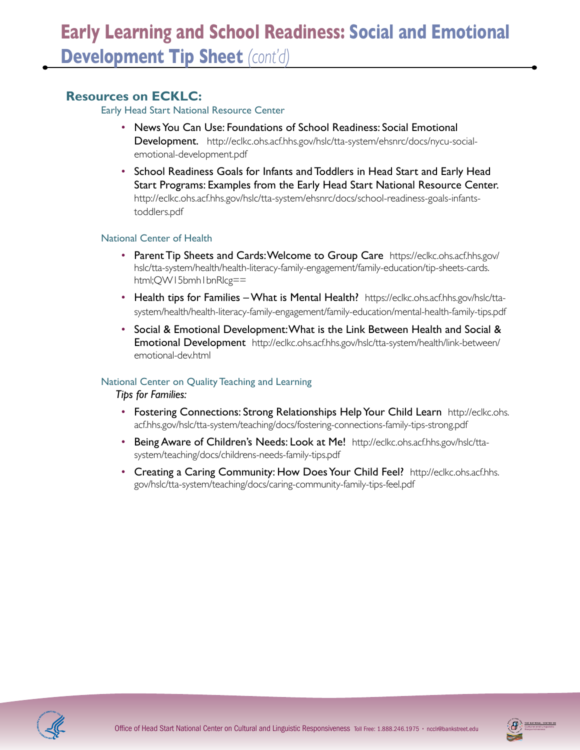# Early Learning and School Readiness: Social and Emotional Development Tip Sheet *(cont'd)*

## Resources on ECKLC:

### Early Head Start National Resource Center

- News You Can Use: Foundations of School Readiness: Social Emotional Development. http://eclkc.ohs.acf.hhs.gov/hslc/tta-system/ehsnrc/docs/nycu-social-emotional-development.pdf
- School Readiness Goals for Infants and Toddlers in Head Start and Early Head Start Programs: Examples from the Early Head Start National Resource Center. http://eclkc.ohs.acf.hhs.gov/hslc/tta-system/ehsnrc/docs/school-readiness-goals-infants-toddlers.pdf

### National Center of Health

- Parent Tip Sheets and Cards: Welcome to Group Care https://eclkc.ohs.acf.hhs.gov/hslc/tta-system/health/health-literacy-family-engagement/family-education/tip-sheets-cards.html;QW15bmh1bnRlcg==
- Health tips for Families – What is Mental Health? https://eclkc.ohs.acf.hhs.gov/hslc/tta-system/health/health-literacy-family-engagement/family-education/mental-health-family-tips.pdf
- Social & Emotional Development: What is the Link Between Health and Social & Emotional Development http://eclkc.ohs.acf.hhs.gov/hslc/tta-system/health/link-between/emotional-dev.html

### National Center on Quality Teaching and Learning

*Tips for Families:*

- Fostering Connections: Strong Relationships Help Your Child Learn http://eclkc.ohs.acf.hhs.gov/hslc/tta-system/teaching/docs/fostering-connections-family-tips-strong.pdf
- Being Aware of Children's Needs: Look at Me! http://eclkc.ohs.acf.hhs.gov/hslc/tta-system/teaching/docs/childrens-needs-family-tips.pdf
- Creating a Caring Community: How Does Your Child Feel? http://eclkc.ohs.acf.hhs.gov/hslc/tta-system/teaching/docs/caring-community-family-tips-feel.pdf